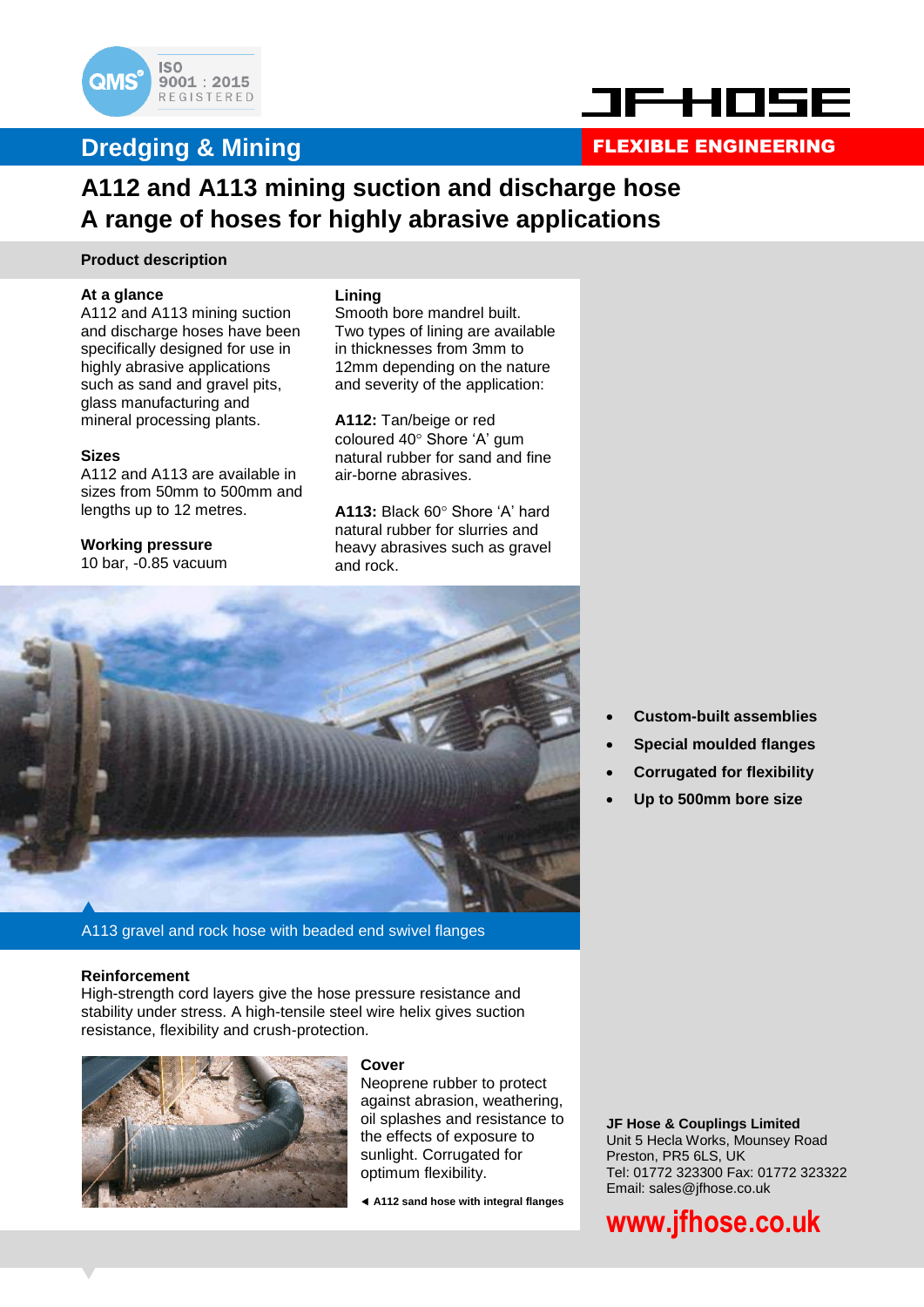QMS ISO 9001 : 2015 REGISTERED

JF HOSE

## Dredging & Mining

**FLEXIBLE ENGINEERING**

# A112 and A113 mining suction and discharge hose
# A range of hoses for highly abrasive applications

### Product description

**At a glance**
A112 and A113 mining suction and discharge hoses have been specifically designed for use in highly abrasive applications such as sand and gravel pits, glass manufacturing and mineral processing plants.

**Sizes**
A112 and A113 are available in sizes from 50mm to 500mm and lengths up to 12 metres.

**Working pressure**
10 bar, -0.85 vacuum

**Lining**
Smooth bore mandrel built. Two types of lining are available in thicknesses from 3mm to 12mm depending on the nature and severity of the application:

**A112:** Tan/beige or red coloured 40° Shore 'A' gum natural rubber for sand and fine air-borne abrasives.

**A113:** Black 60° Shore 'A' hard natural rubber for slurries and heavy abrasives such as gravel and rock.

A113 gravel and rock hose with beaded end swivel flanges

- **Custom-built assemblies**
- **Special moulded flanges**
- **Corrugated for flexibility**
- **Up to 500mm bore size**

**Reinforcement**
High-strength cord layers give the hose pressure resistance and stability under stress. A high-tensile steel wire helix gives suction resistance, flexibility and crush-protection.

**Cover**
Neoprene rubber to protect against abrasion, weathering, oil splashes and resistance to the effects of exposure to sunlight. Corrugated for optimum flexibility.

◄ **A112 sand hose with integral flanges**

**JF Hose & Couplings Limited**
Unit 5 Hecla Works, Mounsey Road
Preston, PR5 6LS, UK
Tel: 01772 323300 Fax: 01772 323322
Email: sales@jfhose.co.uk

**www.jfhose.co.uk**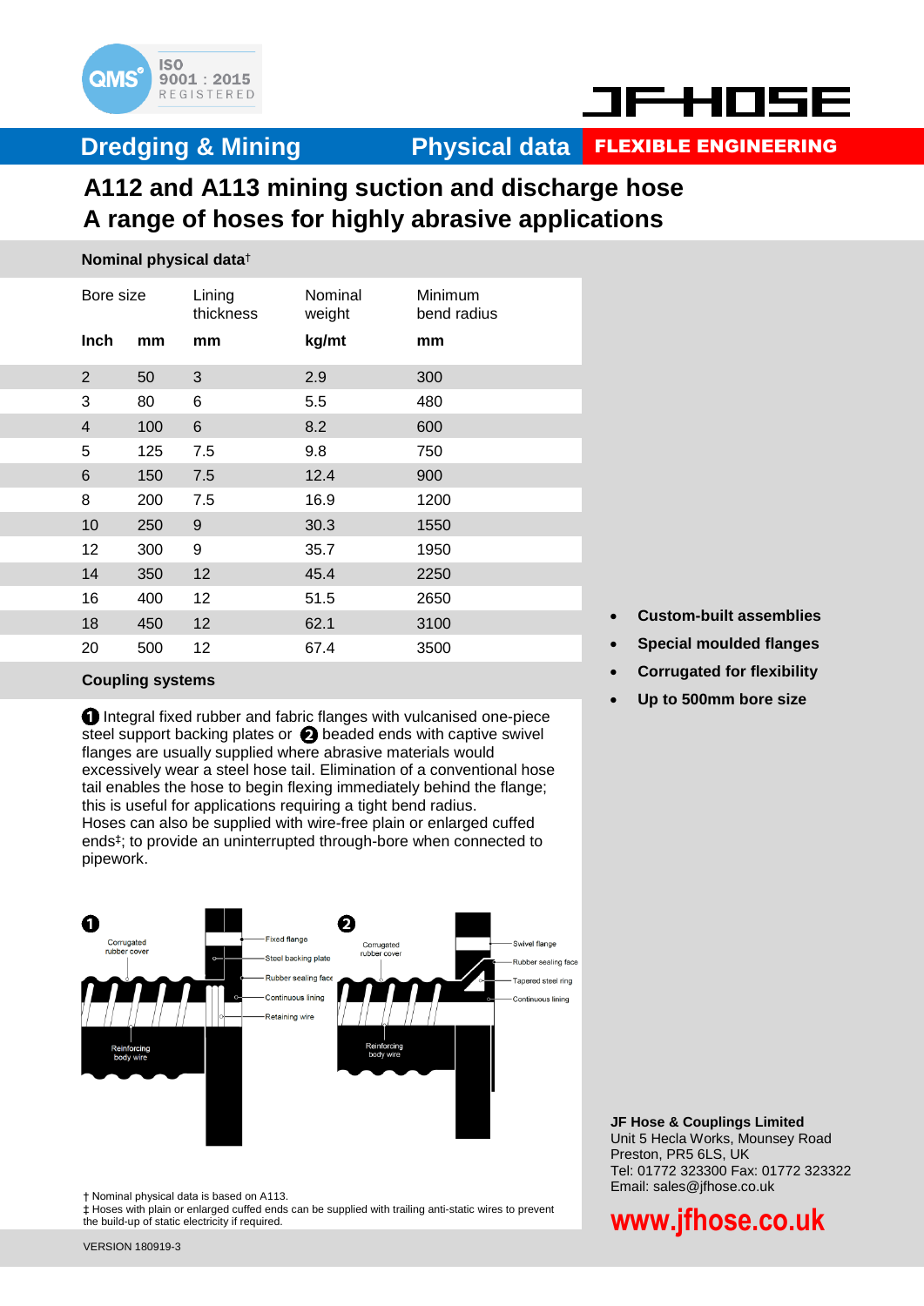# Dredging & Mining

## Physical data

**FLEXIBLE ENGINEERING**

# A112 and A113 mining suction and discharge hose
# A range of hoses for highly abrasive applications

### Nominal physical data†

| Bore size | | Lining thickness | Nominal weight | Minimum bend radius |
|---|---|---|---|---|
| Inch | mm | mm | kg/mt | mm |
| 2 | 50 | 3 | 2.9 | 300 |
| 3 | 80 | 6 | 5.5 | 480 |
| 4 | 100 | 6 | 8.2 | 600 |
| 5 | 125 | 7.5 | 9.8 | 750 |
| 6 | 150 | 7.5 | 12.4 | 900 |
| 8 | 200 | 7.5 | 16.9 | 1200 |
| 10 | 250 | 9 | 30.3 | 1550 |
| 12 | 300 | 9 | 35.7 | 1950 |
| 14 | 350 | 12 | 45.4 | 2250 |
| 16 | 400 | 12 | 51.5 | 2650 |
| 18 | 450 | 12 | 62.1 | 3100 |
| 20 | 500 | 12 | 67.4 | 3500 |

### Coupling systems

❶ Integral fixed rubber and fabric flanges with vulcanised one-piece steel support backing plates or ❷ beaded ends with captive swivel flanges are usually supplied where abrasive materials would excessively wear a steel hose tail. Elimination of a conventional hose tail enables the hose to begin flexing immediately behind the flange; this is useful for applications requiring a tight bend radius.
Hoses can also be supplied with wire-free plain or enlarged cuffed ends‡; to provide an uninterrupted through-bore when connected to pipework.

❶
Corrugated rubber cover
Fixed flange
Steel backing plate
Rubber sealing face
Continuous lining
Retaining wire
Reinforcing body wire

❷
Corrugated rubber cover
Swivel flange
Rubber sealing face
Tapered steel ring
Continuous lining
Reinforcing body wire

- **Custom-built assemblies**
- **Special moulded flanges**
- **Corrugated for flexibility**
- **Up to 500mm bore size**

† Nominal physical data is based on A113.
‡ Hoses with plain or enlarged cuffed ends can be supplied with trailing anti-static wires to prevent the build-up of static electricity if required.

VERSION 180919-3

**JF Hose & Couplings Limited**
Unit 5 Hecla Works, Mounsey Road
Preston, PR5 6LS, UK
Tel: 01772 323300 Fax: 01772 323322
Email: sales@jfhose.co.uk

**www.jfhose.co.uk**